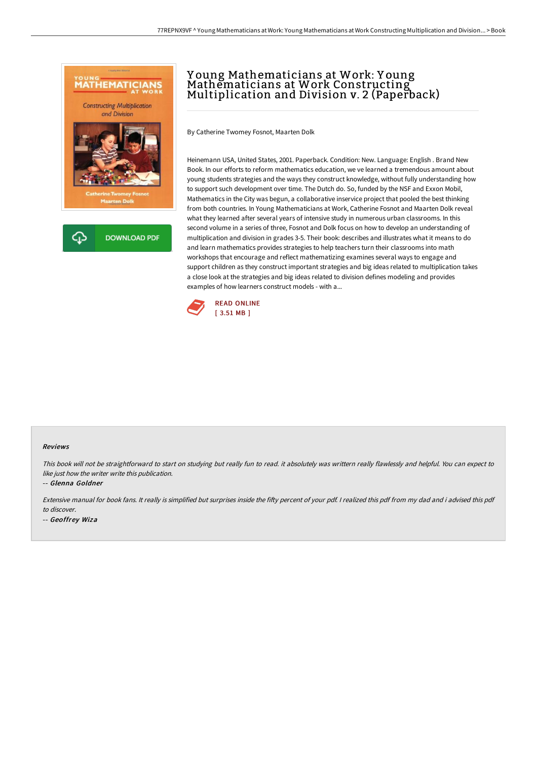# Young Mathematicians at Work: Young Mathematicians at Work Constructing Multiplication and Division v. 2 (Paperback)

By Catherine Twomey Fosnot, Maarten Dolk

Heinemann USA, United States, 2001. Paperback. Condition: New. Language: English . Brand New Book. In our efforts to reform mathematics education, we ve learned a tremendous amount about young students strategies and the ways they construct knowledge, without fully understanding how to support such development over time. The Dutch do. So, funded by the NSF and Exxon Mobil, Mathematics in the City was begun, a collaborative inservice project that pooled the best thinking from both countries. In Young Mathematicians at Work, Catherine Fosnot and Maarten Dolk reveal what they learned after several years of intensive study in numerous urban classrooms. In this second volume in a series of three, Fosnot and Dolk focus on how to develop an understanding of multiplication and division in grades 3-5. Their book: describes and illustrates what it means to do and learn mathematics provides strategies to help teachers turn their classrooms into math workshops that encourage and reflect mathematizing examines several ways to engage and support children as they construct important strategies and big ideas related to multiplication takes a close look at the strategies and big ideas related to division defines modeling and provides examples of how learners construct models - with a...

READ ONLINE
[ 3.51 MB ]

### Reviews

*This book will not be straightforward to start on studying but really fun to read. it absolutely was writtern really flawlessly and helpful. You can expect to like just how the writer write this publication.*

-- *Glenna Goldner*

*Extensive manual for book fans. It really is simplified but surprises inside the fifty percent of your pdf. I realized this pdf from my dad and i advised this pdf to discover.*

-- *Geoffrey Wiza*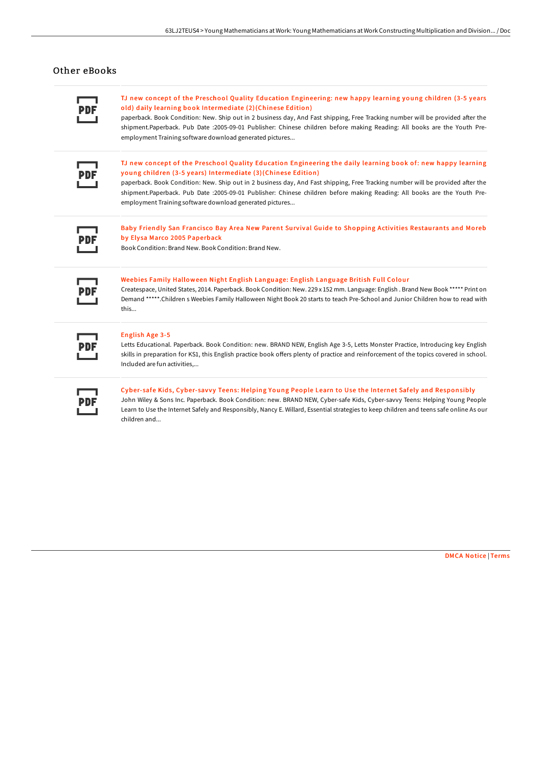## Other eBooks

**TJ new concept of the Preschool Quality Education Engineering: new happy learning young children (3-5 years old) daily learning book Intermediate (2)(Chinese Edition)**

paperback. Book Condition: New. Ship out in 2 business day, And Fast shipping, Free Tracking number will be provided after the shipment.Paperback. Pub Date :2005-09-01 Publisher: Chinese children before making Reading: All books are the Youth Pre-employment Training software download generated pictures...

**TJ new concept of the Preschool Quality Education Engineering the daily learning book of: new happy learning young children (3-5 years) Intermediate (3)(Chinese Edition)**

paperback. Book Condition: New. Ship out in 2 business day, And Fast shipping, Free Tracking number will be provided after the shipment.Paperback. Pub Date :2005-09-01 Publisher: Chinese children before making Reading: All books are the Youth Pre-employment Training software download generated pictures...

**Baby Friendly San Francisco Bay Area New Parent Survival Guide to Shopping Activities Restaurants and Moreb by Elysa Marco 2005 Paperback**

Book Condition: Brand New. Book Condition: Brand New.

**Weebies Family Halloween Night English Language: English Language British Full Colour**

Createspace, United States, 2014. Paperback. Book Condition: New. 229 x 152 mm. Language: English . Brand New Book ***** Print on Demand *****.Children s Weebies Family Halloween Night Book 20 starts to teach Pre-School and Junior Children how to read with this...

**English Age 3-5**

Letts Educational. Paperback. Book Condition: new. BRAND NEW, English Age 3-5, Letts Monster Practice, Introducing key English skills in preparation for KS1, this English practice book offers plenty of practice and reinforcement of the topics covered in school. Included are fun activities,...

**Cyber-safe Kids, Cyber-savvy Teens: Helping Young People Learn to Use the Internet Safely and Responsibly**

John Wiley & Sons Inc. Paperback. Book Condition: new. BRAND NEW, Cyber-safe Kids, Cyber-savvy Teens: Helping Young People Learn to Use the Internet Safely and Responsibly, Nancy E. Willard, Essential strategies to keep children and teens safe online As our children and...